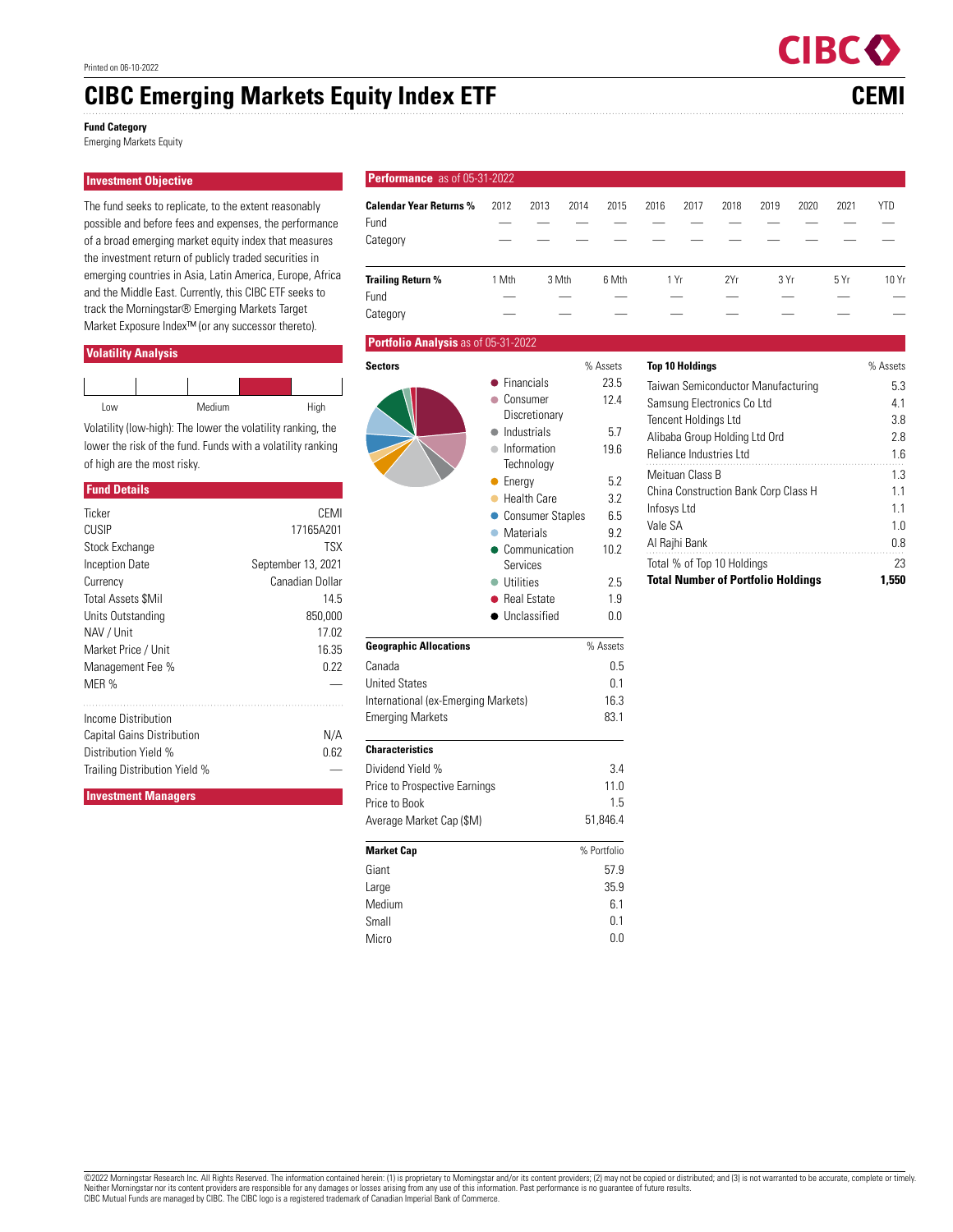Printed on 06-10-2022

# CIBC Emerging Markets Equity Index ETF

**CEMI**

**Fund Category**
Emerging Markets Equity

## Investment Objective

The fund seeks to replicate, to the extent reasonably possible and before fees and expenses, the performance of a broad emerging market equity index that measures the investment return of publicly traded securities in emerging countries in Asia, Latin America, Europe, Africa and the Middle East. Currently, this CIBC ETF seeks to track the Morningstar® Emerging Markets Target Market Exposure Index™ (or any successor thereto).

## Volatility Analysis

Low — Medium — High

Volatility (low-high): The lower the volatility ranking, the lower the risk of the fund. Funds with a volatility ranking of high are the most risky.

## Fund Details

| | |
|---|---|
| Ticker | CEMI |
| CUSIP | 17165A201 |
| Stock Exchange | TSX |
| Inception Date | September 13, 2021 |
| Currency | Canadian Dollar |
| Total Assets $Mil | 14.5 |
| Units Outstanding | 850,000 |
| NAV / Unit | 17.02 |
| Market Price / Unit | 16.35 |
| Management Fee % | 0.22 |
| MER % | — |
| Income Distribution | |
| Capital Gains Distribution | N/A |
| Distribution Yield % | 0.62 |
| Trailing Distribution Yield % | — |

## Investment Managers

## Performance as of 05-31-2022

| Calendar Year Returns % | 2012 | 2013 | 2014 | 2015 | 2016 | 2017 | 2018 | 2019 | 2020 | 2021 | YTD |
|---|---|---|---|---|---|---|---|---|---|---|---|
| Fund | — | — | — | — | — | — | — | — | — | — | — |
| Category | — | — | — | — | — | — | — | — | — | — | — |

| Trailing Return % | 1 Mth | 3 Mth | 6 Mth | 1 Yr | 2Yr | 3 Yr | 5 Yr | 10 Yr |
|---|---|---|---|---|---|---|---|---|
| Fund | — | — | — | — | — | — | — | — |
| Category | — | — | — | — | — | — | — | — |

## Portfolio Analysis as of 05-31-2022

| Sectors | % Assets |
|---|---|
| Financials | 23.5 |
| Consumer Discretionary | 12.4 |
| Industrials | 5.7 |
| Information Technology | 19.6 |
| Energy | 5.2 |
| Health Care | 3.2 |
| Consumer Staples | 6.5 |
| Materials | 9.2 |
| Communication Services | 10.2 |
| Utilities | 2.5 |
| Real Estate | 1.9 |
| Unclassified | 0.0 |

| Top 10 Holdings | % Assets |
|---|---|
| Taiwan Semiconductor Manufacturing | 5.3 |
| Samsung Electronics Co Ltd | 4.1 |
| Tencent Holdings Ltd | 3.8 |
| Alibaba Group Holding Ltd Ord | 2.8 |
| Reliance Industries Ltd | 1.6 |
| Meituan Class B | 1.3 |
| China Construction Bank Corp Class H | 1.1 |
| Infosys Ltd | 1.1 |
| Vale SA | 1.0 |
| Al Rajhi Bank | 0.8 |
| Total % of Top 10 Holdings | 23 |
| **Total Number of Portfolio Holdings** | **1,550** |

| Geographic Allocations | % Assets |
|---|---|
| Canada | 0.5 |
| United States | 0.1 |
| International (ex-Emerging Markets) | 16.3 |
| Emerging Markets | 83.1 |

| Characteristics | |
|---|---|
| Dividend Yield % | 3.4 |
| Price to Prospective Earnings | 11.0 |
| Price to Book | 1.5 |
| Average Market Cap ($M) | 51,846.4 |

| Market Cap | % Portfolio |
|---|---|
| Giant | 57.9 |
| Large | 35.9 |
| Medium | 6.1 |
| Small | 0.1 |
| Micro | 0.0 |

©2022 Morningstar Research Inc. All Rights Reserved. The information contained herein: (1) is proprietary to Morningstar and/or its content providers; (2) may not be copied or distributed; and (3) is not warranted to be accurate, complete or timely. Neither Morningstar nor its content providers are responsible for any damages or losses arising from any use of this information. Past performance is no guarantee of future results.
CIBC Mutual Funds are managed by CIBC. The CIBC logo is a registered trademark of Canadian Imperial Bank of Commerce.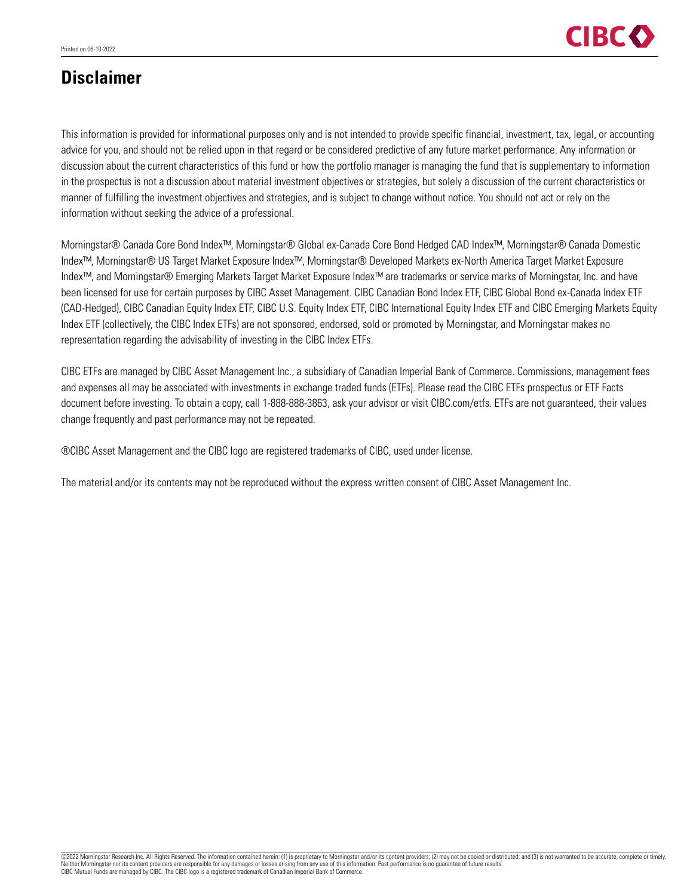# Disclaimer

This information is provided for informational purposes only and is not intended to provide specific financial, investment, tax, legal, or accounting advice for you, and should not be relied upon in that regard or be considered predictive of any future market performance. Any information or discussion about the current characteristics of this fund or how the portfolio manager is managing the fund that is supplementary to information in the prospectus is not a discussion about material investment objectives or strategies, but solely a discussion of the current characteristics or manner of fulfilling the investment objectives and strategies, and is subject to change without notice. You should not act or rely on the information without seeking the advice of a professional.

Morningstar® Canada Core Bond Index™, Morningstar® Global ex-Canada Core Bond Hedged CAD Index™, Morningstar® Canada Domestic Index™, Morningstar® US Target Market Exposure Index™, Morningstar® Developed Markets ex-North America Target Market Exposure Index™, and Morningstar® Emerging Markets Target Market Exposure Index™ are trademarks or service marks of Morningstar, Inc. and have been licensed for use for certain purposes by CIBC Asset Management. CIBC Canadian Bond Index ETF, CIBC Global Bond ex-Canada Index ETF (CAD-Hedged), CIBC Canadian Equity Index ETF, CIBC U.S. Equity Index ETF, CIBC International Equity Index ETF and CIBC Emerging Markets Equity Index ETF (collectively, the CIBC Index ETFs) are not sponsored, endorsed, sold or promoted by Morningstar, and Morningstar makes no representation regarding the advisability of investing in the CIBC Index ETFs.

CIBC ETFs are managed by CIBC Asset Management Inc., a subsidiary of Canadian Imperial Bank of Commerce. Commissions, management fees and expenses all may be associated with investments in exchange traded funds (ETFs). Please read the CIBC ETFs prospectus or ETF Facts document before investing. To obtain a copy, call 1-888-888-3863, ask your advisor or visit CIBC.com/etfs. ETFs are not guaranteed, their values change frequently and past performance may not be repeated.

®CIBC Asset Management and the CIBC logo are registered trademarks of CIBC, used under license.

The material and/or its contents may not be reproduced without the express written consent of CIBC Asset Management Inc.